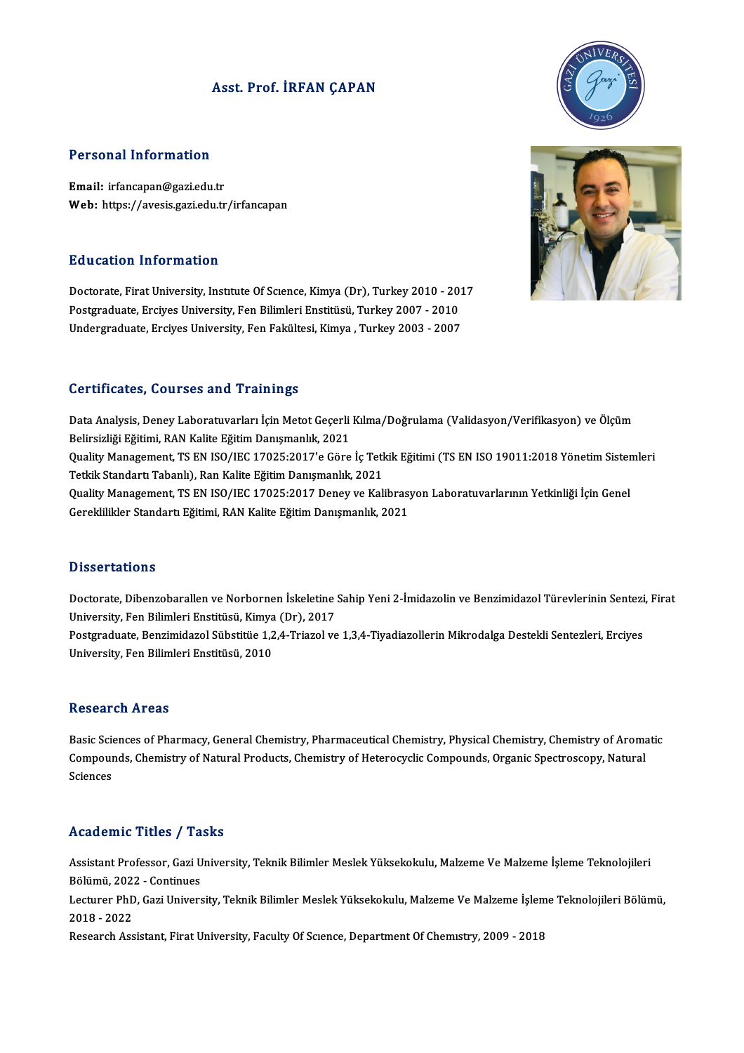# Asst. Prof. İRFAN ÇAPAN

## Personal Information

**Email:** irfancapan@gazi.edu.tr
**Web:** https://avesis.gazi.edu.tr/irfancapan

## Education Information

Doctorate, Firat University, Institute Of Science, Kimya (Dr), Turkey 2010 - 2017
Postgraduate, Erciyes University, Fen Bilimleri Enstitüsü, Turkey 2007 - 2010
Undergraduate, Erciyes University, Fen Fakültesi, Kimya , Turkey 2003 - 2007

## Certificates, Courses and Trainings

Data Analysis, Deney Laboratuvarları İçin Metot Geçerli Kılma/Doğrulama (Validasyon/Verifikasyon) ve Ölçüm Belirsizliği Eğitimi, RAN Kalite Eğitim Danışmanlık, 2021
Quality Management, TS EN ISO/IEC 17025:2017'e Göre İç Tetkik Eğitimi (TS EN ISO 19011:2018 Yönetim Sistemleri Tetkik Standartı Tabanlı), Ran Kalite Eğitim Danışmanlık, 2021
Quality Management, TS EN ISO/IEC 17025:2017 Deney ve Kalibrasyon Laboratuvarlarının Yetkinliği İçin Genel Gereklilikler Standartı Eğitimi, RAN Kalite Eğitim Danışmanlık, 2021

## Dissertations

Doctorate, Dibenzobarallen ve Norbornen İskeletine Sahip Yeni 2-İmidazolin ve Benzimidazol Türevlerinin Sentezi, Firat University, Fen Bilimleri Enstitüsü, Kimya (Dr), 2017
Postgraduate, Benzimidazol Sübstitüe 1,2,4-Triazol ve 1,3,4-Tiyadiazollerin Mikrodalga Destekli Sentezleri, Erciyes University, Fen Bilimleri Enstitüsü, 2010

## Research Areas

Basic Sciences of Pharmacy, General Chemistry, Pharmaceutical Chemistry, Physical Chemistry, Chemistry of Aromatic Compounds, Chemistry of Natural Products, Chemistry of Heterocyclic Compounds, Organic Spectroscopy, Natural Sciences

## Academic Titles / Tasks

Assistant Professor, Gazi University, Teknik Bilimler Meslek Yüksekokulu, Malzeme Ve Malzeme İşleme Teknolojileri Bölümü, 2022 - Continues
Lecturer PhD, Gazi University, Teknik Bilimler Meslek Yüksekokulu, Malzeme Ve Malzeme İşleme Teknolojileri Bölümü, 2018 - 2022
Research Assistant, Firat University, Faculty Of Science, Department Of Chemistry, 2009 - 2018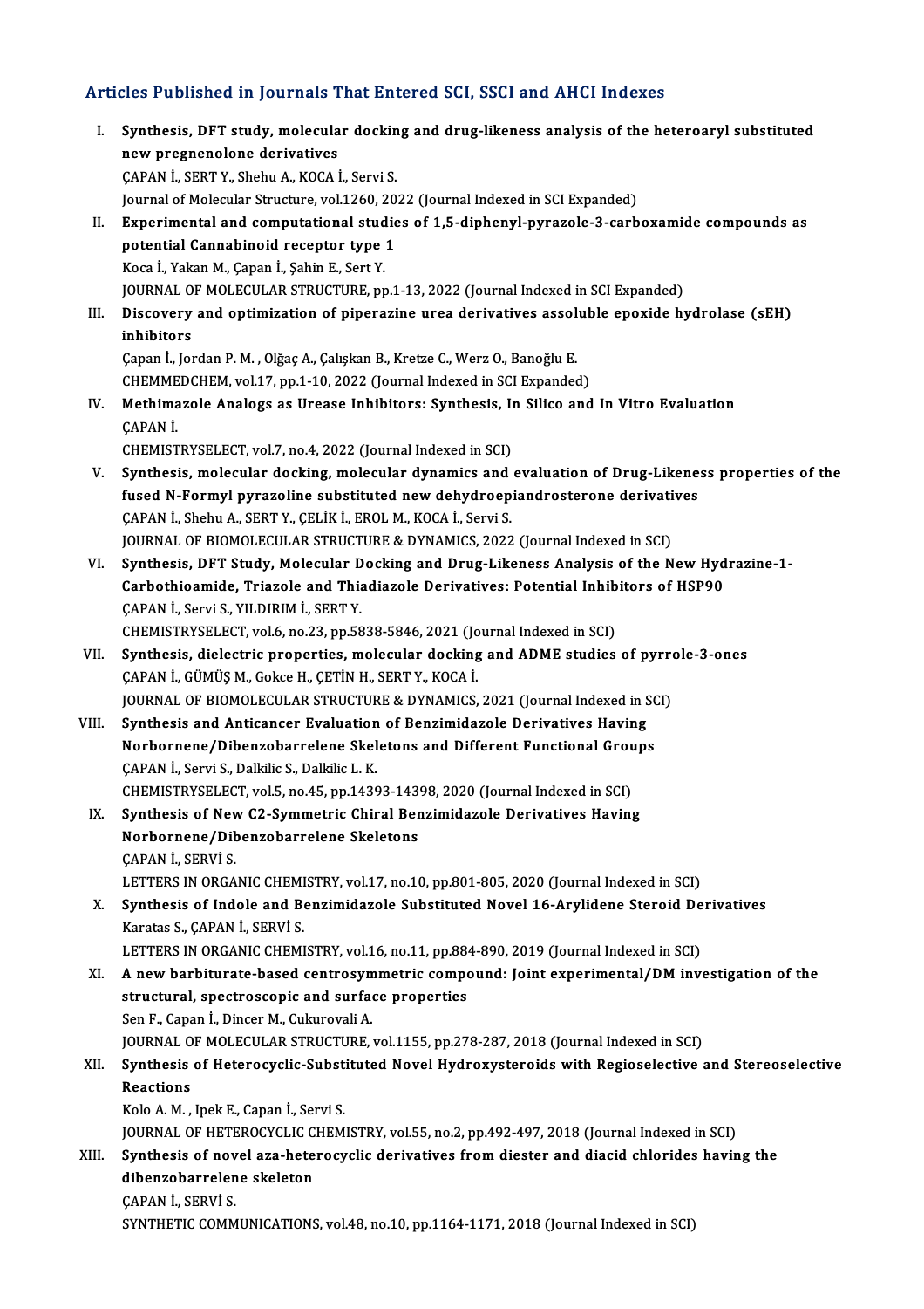## Articles Published in Journals That Entered SCI, SSCI and AHCI Indexes

I. **Synthesis, DFT study, molecular docking and drug-likeness analysis of the heteroaryl substituted new pregnenolone derivatives**
ÇAPAN İ., SERT Y., Shehu A., KOCA İ., Servi S.
Journal of Molecular Structure, vol.1260, 2022 (Journal Indexed in SCI Expanded)

II. **Experimental and computational studies of 1,5-diphenyl-pyrazole-3-carboxamide compounds as potential Cannabinoid receptor type 1**
Koca İ., Yakan M., Çapan İ., Şahin E., Sert Y.
JOURNAL OF MOLECULAR STRUCTURE, pp.1-13, 2022 (Journal Indexed in SCI Expanded)

III. **Discovery and optimization of piperazine urea derivatives assoluble epoxide hydrolase (sEH) inhibitors**
Çapan İ., Jordan P. M. , Olğaç A., Çalışkan B., Kretze C., Werz O., Banoğlu E.
CHEMMEDCHEM, vol.17, pp.1-10, 2022 (Journal Indexed in SCI Expanded)

IV. **Methimazole Analogs as Urease Inhibitors: Synthesis, In Silico and In Vitro Evaluation**
ÇAPAN İ.
CHEMISTRYSELECT, vol.7, no.4, 2022 (Journal Indexed in SCI)

V. **Synthesis, molecular docking, molecular dynamics and evaluation of Drug-Likeness properties of the fused N-Formyl pyrazoline substituted new dehydroepiandrosterone derivatives**
ÇAPAN İ., Shehu A., SERT Y., ÇELİK İ., EROL M., KOCA İ., Servi S.
JOURNAL OF BIOMOLECULAR STRUCTURE & DYNAMICS, 2022 (Journal Indexed in SCI)

VI. **Synthesis, DFT Study, Molecular Docking and Drug-Likeness Analysis of the New Hydrazine-1-Carbothioamide, Triazole and Thiadiazole Derivatives: Potential Inhibitors of HSP90**
ÇAPAN İ., Servi S., YILDIRIM İ., SERT Y.
CHEMISTRYSELECT, vol.6, no.23, pp.5838-5846, 2021 (Journal Indexed in SCI)

VII. **Synthesis, dielectric properties, molecular docking and ADME studies of pyrrole-3-ones**
ÇAPAN İ., GÜMÜŞ M., Gokce H., ÇETİN H., SERT Y., KOCA İ.
JOURNAL OF BIOMOLECULAR STRUCTURE & DYNAMICS, 2021 (Journal Indexed in SCI)

VIII. **Synthesis and Anticancer Evaluation of Benzimidazole Derivatives Having Norbornene/Dibenzobarrelene Skeletons and Different Functional Groups**
ÇAPAN İ., Servi S., Dalkilic S., Dalkilic L. K.
CHEMISTRYSELECT, vol.5, no.45, pp.14393-14398, 2020 (Journal Indexed in SCI)

IX. **Synthesis of New C2-Symmetric Chiral Benzimidazole Derivatives Having Norbornene/Dibenzobarrelene Skeletons**
ÇAPAN İ., SERVİ S.
LETTERS IN ORGANIC CHEMISTRY, vol.17, no.10, pp.801-805, 2020 (Journal Indexed in SCI)

X. **Synthesis of Indole and Benzimidazole Substituted Novel 16-Arylidene Steroid Derivatives**
Karatas S., ÇAPAN İ., SERVİ S.
LETTERS IN ORGANIC CHEMISTRY, vol.16, no.11, pp.884-890, 2019 (Journal Indexed in SCI)

XI. **A new barbiturate-based centrosymmetric compound: Joint experimental/DM investigation of the structural, spectroscopic and surface properties**
Sen F., Capan İ., Dincer M., Cukurovali A.
JOURNAL OF MOLECULAR STRUCTURE, vol.1155, pp.278-287, 2018 (Journal Indexed in SCI)

XII. **Synthesis of Heterocyclic-Substituted Novel Hydroxysteroids with Regioselective and Stereoselective Reactions**
Kolo A. M. , Ipek E., Capan İ., Servi S.
JOURNAL OF HETEROCYCLIC CHEMISTRY, vol.55, no.2, pp.492-497, 2018 (Journal Indexed in SCI)

XIII. **Synthesis of novel aza-heterocyclic derivatives from diester and diacid chlorides having the dibenzobarrelene skeleton**
ÇAPAN İ., SERVİ S.
SYNTHETIC COMMUNICATIONS, vol.48, no.10, pp.1164-1171, 2018 (Journal Indexed in SCI)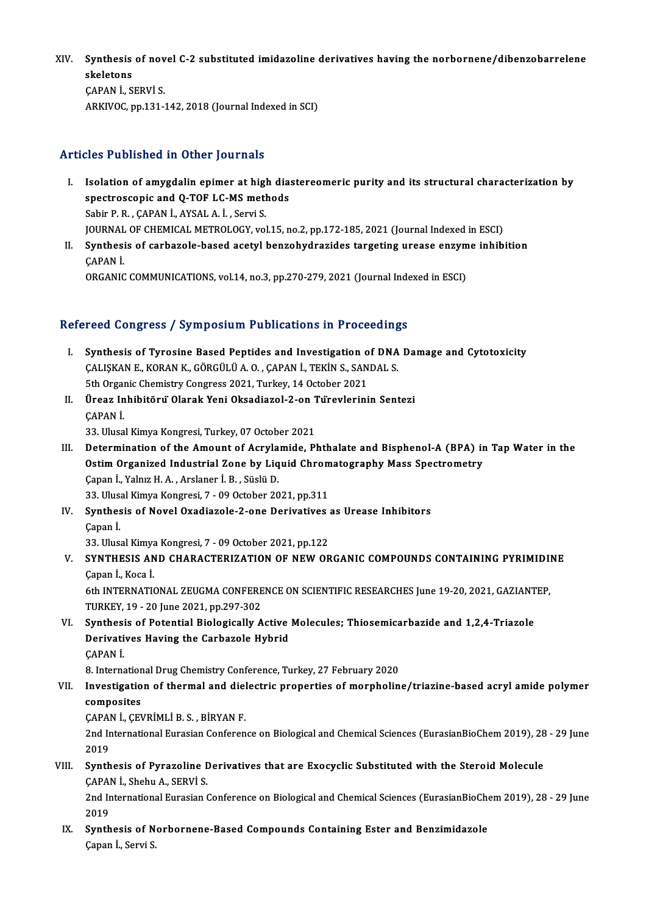XIV. **Synthesis of novel C-2 substituted imidazoline derivatives having the norbornene/dibenzobarrelene skeletons**
ÇAPAN İ., SERVİ S.
ARKIVOC, pp.131-142, 2018 (Journal Indexed in SCI)

## Articles Published in Other Journals

I. **Isolation of amygdalin epimer at high diastereomeric purity and its structural characterization by spectroscopic and Q-TOF LC-MS methods**
Sabir P. R. , ÇAPAN İ., AYSAL A. İ. , Servi S.
JOURNAL OF CHEMICAL METROLOGY, vol.15, no.2, pp.172-185, 2021 (Journal Indexed in ESCI)

II. **Synthesis of carbazole-based acetyl benzohydrazides targeting urease enzyme inhibition**
ÇAPAN İ.
ORGANIC COMMUNICATIONS, vol.14, no.3, pp.270-279, 2021 (Journal Indexed in ESCI)

## Refereed Congress / Symposium Publications in Proceedings

I. **Synthesis of Tyrosine Based Peptides and Investigation of DNA Damage and Cytotoxicity**
ÇALIŞKAN E., KORAN K., GÖRGÜLÜ A. O. , ÇAPAN İ., TEKİN S., SANDAL S.
5th Organic Chemistry Congress 2021, Turkey, 14 October 2021

II. **Üreaz Inhibitörü Olarak Yeni Oksadiazol-2-on Türevlerinin Sentezi**
ÇAPAN İ.
33. Ulusal Kimya Kongresi, Turkey, 07 October 2021

III. **Determination of the Amount of Acrylamide, Phthalate and Bisphenol-A (BPA) in Tap Water in the Ostim Organized Industrial Zone by Liquid Chromatography Mass Spectrometry**
Çapan İ., Yalnız H. A. , Arslaner İ. B. , Süslü D.
33. Ulusal Kimya Kongresi, 7 - 09 October 2021, pp.311

IV. **Synthesis of Novel Oxadiazole-2-one Derivatives as Urease Inhibitors**
Çapan İ.
33. Ulusal Kimya Kongresi, 7 - 09 October 2021, pp.122

V. **SYNTHESIS AND CHARACTERIZATION OF NEW ORGANIC COMPOUNDS CONTAINING PYRIMIDINE**
Çapan İ., Koca İ.
6th INTERNATIONAL ZEUGMA CONFERENCE ON SCIENTIFIC RESEARCHES June 19-20, 2021, GAZIANTEP, TURKEY, 19 - 20 June 2021, pp.297-302

VI. **Synthesis of Potential Biologically Active Molecules; Thiosemicarbazide and 1,2,4-Triazole Derivatives Having the Carbazole Hybrid**
ÇAPAN İ.
8. International Drug Chemistry Conference, Turkey, 27 February 2020

VII. **Investigation of thermal and dielectric properties of morpholine/triazine-based acryl amide polymer composites**
ÇAPAN İ., ÇEVRİMLİ B. S. , BİRYAN F.
2nd International Eurasian Conference on Biological and Chemical Sciences (EurasianBioChem 2019), 28 - 29 June 2019

VIII. **Synthesis of Pyrazoline Derivatives that are Exocyclic Substituted with the Steroid Molecule**
ÇAPAN İ., Shehu A., SERVİ S.
2nd International Eurasian Conference on Biological and Chemical Sciences (EurasianBioChem 2019), 28 - 29 June 2019

IX. **Synthesis of Norbornene-Based Compounds Containing Ester and Benzimidazole**
Çapan İ., Servi S.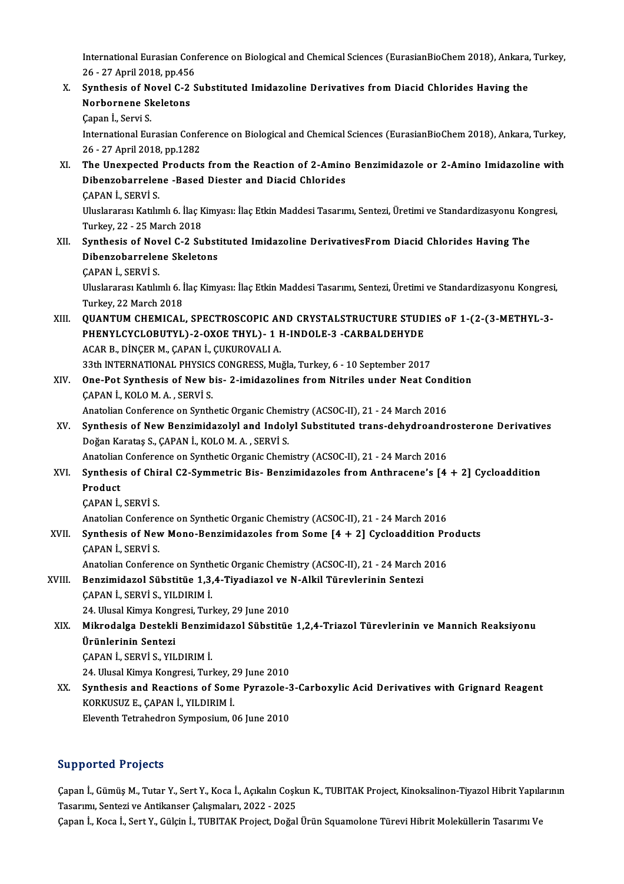International Eurasian Conference on Biological and Chemical Sciences (EurasianBioChem 2018), Ankara, Turkey, 26 - 27 April 2018, pp.456

X. **Synthesis of Novel C-2 Substituted Imidazoline Derivatives from Diacid Chlorides Having the Norbornene Skeletons**
Çapan İ., Servi S.
International Eurasian Conference on Biological and Chemical Sciences (EurasianBioChem 2018), Ankara, Turkey, 26 - 27 April 2018, pp.1282

XI. **The Unexpected Products from the Reaction of 2-Amino Benzimidazole or 2-Amino Imidazoline with Dibenzobarrelene -Based Diester and Diacid Chlorides**
ÇAPAN İ., SERVİ S.
Uluslararası Katılımlı 6. İlaç Kimyası: İlaç Etkin Maddesi Tasarımı, Sentezi, Üretimi ve Standardizasyonu Kongresi, Turkey, 22 - 25 March 2018

XII. **Synthesis of Novel C-2 Substituted Imidazoline DerivativesFrom Diacid Chlorides Having The Dibenzobarrelene Skeletons**
ÇAPAN İ., SERVİ S.
Uluslararası Katılımlı 6. İlaç Kimyası: İlaç Etkin Maddesi Tasarımı, Sentezi, Üretimi ve Standardizasyonu Kongresi, Turkey, 22 March 2018

XIII. **QUANTUM CHEMICAL, SPECTROSCOPIC AND CRYSTALSTRUCTURE STUDIES oF 1-(2-(3-METHYL-3-PHENYLCYCLOBUTYL)-2-OXOE THYL)- 1 H-INDOLE-3 -CARBALDEHYDE**
ACAR B., DİNÇER M., ÇAPAN İ., ÇUKUROVALI A.
33th lNTERNATlONAL PHYSICS CONGRESS, Muğla, Turkey, 6 - 10 September 2017

XIV. **One-Pot Synthesis of New bis- 2-imidazolines from Nitriles under Neat Condition**
ÇAPAN İ., KOLO M. A. , SERVİ S.
Anatolian Conference on Synthetic Organic Chemistry (ACSOC-II), 21 - 24 March 2016

XV. **Synthesis of New Benzimidazolyl and Indolyl Substituted trans-dehydroandrosterone Derivatives**
Doğan Karataş S., ÇAPAN İ., KOLO M. A. , SERVİ S.
Anatolian Conference on Synthetic Organic Chemistry (ACSOC-II), 21 - 24 March 2016

XVI. **Synthesis of Chiral C2-Symmetric Bis- Benzimidazoles from Anthracene's [4 + 2] Cycloaddition Product**
ÇAPAN İ., SERVİ S.
Anatolian Conference on Synthetic Organic Chemistry (ACSOC-II), 21 - 24 March 2016

XVII. **Synthesis of New Mono-Benzimidazoles from Some [4 + 2] Cycloaddition Products**
ÇAPAN İ., SERVİ S.
Anatolian Conference on Synthetic Organic Chemistry (ACSOC-II), 21 - 24 March 2016

XVIII. **Benzimidazol Sübstitüe 1,3,4-Tiyadiazol ve N-Alkil Türevlerinin Sentezi**
ÇAPAN İ., SERVİ S., YILDIRIM İ.
24. Ulusal Kimya Kongresi, Turkey, 29 June 2010

XIX. **Mikrodalga Destekli Benzimidazol Sübstitüe 1,2,4-Triazol Türevlerinin ve Mannich Reaksiyonu Ürünlerinin Sentezi**
ÇAPAN İ., SERVİ S., YILDIRIM İ.
24. Ulusal Kimya Kongresi, Turkey, 29 June 2010

XX. **Synthesis and Reactions of Some Pyrazole-3-Carboxylic Acid Derivatives with Grignard Reagent**
KORKUSUZ E., ÇAPAN İ., YILDIRIM İ.
Eleventh Tetrahedron Symposium, 06 June 2010

## Supported Projects

Çapan İ., Gümüş M., Tutar Y., Sert Y., Koca İ., Açıkalın Coşkun K., TUBITAK Project, Kinoksalinon-Tiyazol Hibrit Yapılarının Tasarımı, Sentezi ve Antikanser Çalışmaları, 2022 - 2025

Çapan İ., Koca İ., Sert Y., Gülçin İ., TUBITAK Project, Doğal Ürün Squamolone Türevi Hibrit Moleküllerin Tasarımı Ve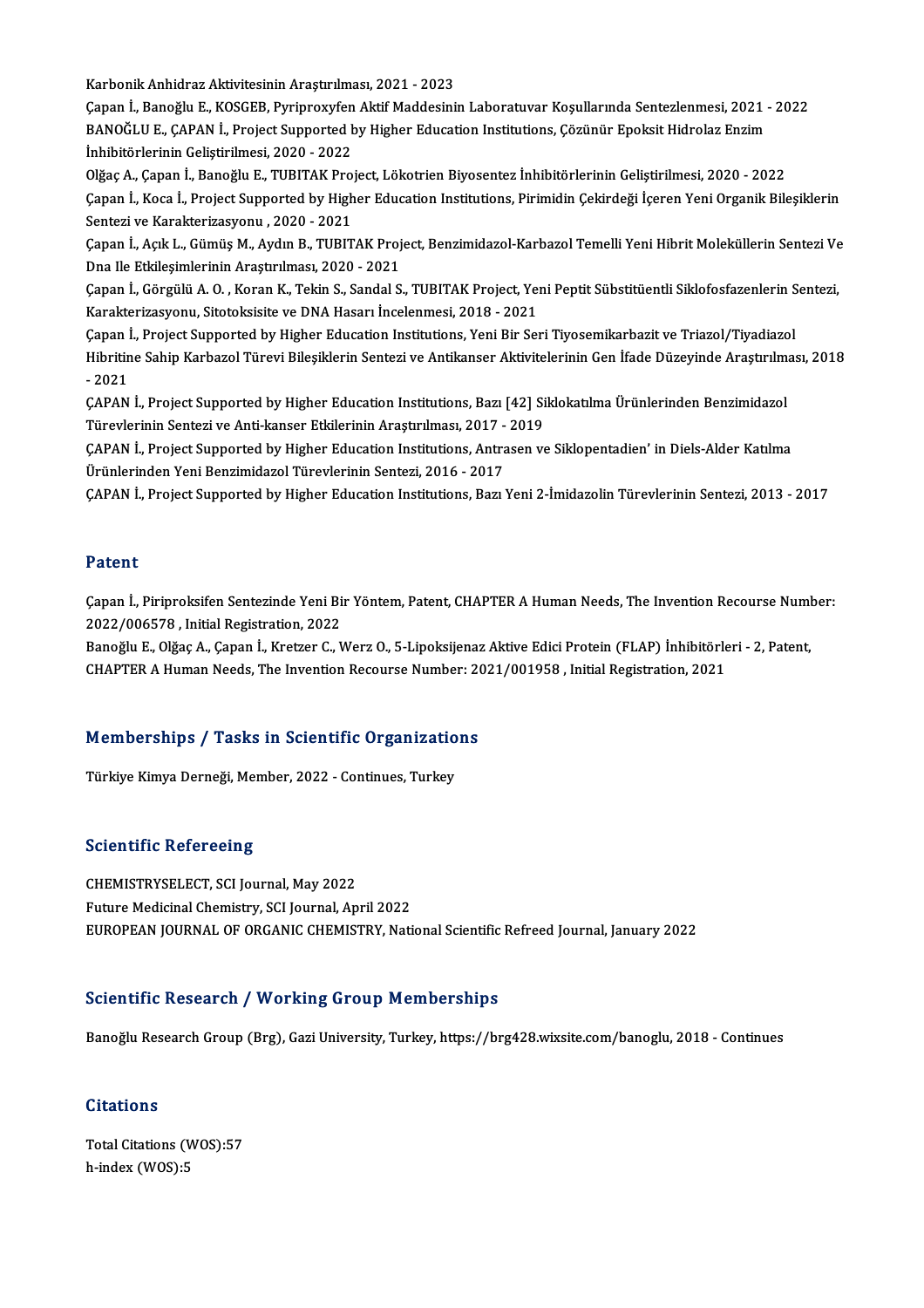Karbonik Anhidraz Aktivitesinin Araştırılması, 2021 - 2023

Çapan İ., Banoğlu E., KOSGEB, Pyriproxyfen Aktif Maddesinin Laboratuvar Koşullarında Sentezlenmesi, 2021 - 2022

BANOĞLU E., ÇAPAN İ., Project Supported by Higher Education Institutions, Çözünür Epoksit Hidrolaz Enzim İnhibitörlerinin Geliştirilmesi, 2020 - 2022

Olğaç A., Çapan İ., Banoğlu E., TUBITAK Project, Lökotrien Biyosentez İnhibitörlerinin Geliştirilmesi, 2020 - 2022

Çapan İ., Koca İ., Project Supported by Higher Education Institutions, Pirimidin Çekirdeği İçeren Yeni Organik Bileşiklerin Sentezi ve Karakterizasyonu , 2020 - 2021

Çapan İ., Açık L., Gümüş M., Aydın B., TUBITAK Project, Benzimidazol-Karbazol Temelli Yeni Hibrit Moleküllerin Sentezi Ve Dna Ile Etkileşimlerinin Araştırılması, 2020 - 2021

Çapan İ., Görgülü A. O. , Koran K., Tekin S., Sandal S., TUBITAK Project, Yeni Peptit Sübstitüentli Siklofosfazenlerin Sentezi, Karakterizasyonu, Sitotoksisite ve DNA Hasarı İncelenmesi, 2018 - 2021

Çapan İ., Project Supported by Higher Education Institutions, Yeni Bir Seri Tiyosemikarbazit ve Triazol/Tiyadiazol Hibritine Sahip Karbazol Türevi Bileşiklerin Sentezi ve Antikanser Aktivitelerinin Gen İfade Düzeyinde Araştırılması, 2018 - 2021

ÇAPAN İ., Project Supported by Higher Education Institutions, Bazı [42] Siklokatılma Ürünlerinden Benzimidazol Türevlerinin Sentezi ve Anti-kanser Etkilerinin Araştırılması, 2017 - 2019

ÇAPAN İ., Project Supported by Higher Education Institutions, Antrasen ve Siklopentadien' in Diels-Alder Katılma Ürünlerinden Yeni Benzimidazol Türevlerinin Sentezi, 2016 - 2017

ÇAPAN İ., Project Supported by Higher Education Institutions, Bazı Yeni 2-İmidazolin Türevlerinin Sentezi, 2013 - 2017

## Patent

Çapan İ., Piriproksifen Sentezinde Yeni Bir Yöntem, Patent, CHAPTER A Human Needs, The Invention Recourse Number: 2022/006578 , Initial Registration, 2022

Banoğlu E., Olğaç A., Çapan İ., Kretzer C., Werz O., 5-Lipoksijenaz Aktive Edici Protein (FLAP) İnhibitörleri - 2, Patent, CHAPTER A Human Needs, The Invention Recourse Number: 2021/001958 , Initial Registration, 2021

## Memberships / Tasks in Scientific Organizations

Türkiye Kimya Derneği, Member, 2022 - Continues, Turkey

## Scientific Refereeing

CHEMISTRYSELECT, SCI Journal, May 2022

Future Medicinal Chemistry, SCI Journal, April 2022

EUROPEAN JOURNAL OF ORGANIC CHEMISTRY, National Scientific Refreed Journal, January 2022

## Scientific Research / Working Group Memberships

Banoğlu Research Group (Brg), Gazi University, Turkey, https://brg428.wixsite.com/banoglu, 2018 - Continues

## Citations

Total Citations (WOS):57

h-index (WOS):5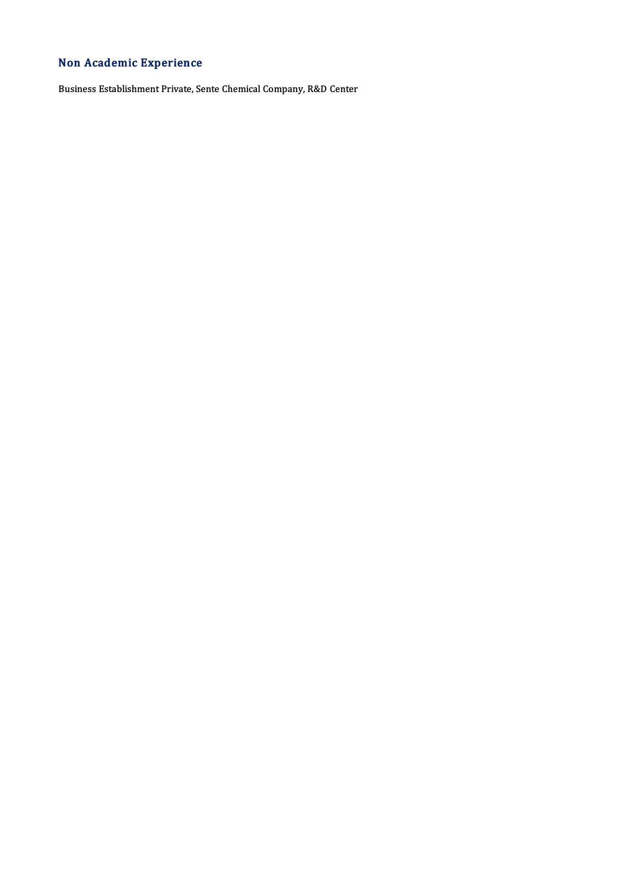## Non Academic Experience

Business Establishment Private, Sente Chemical Company, R&D Center